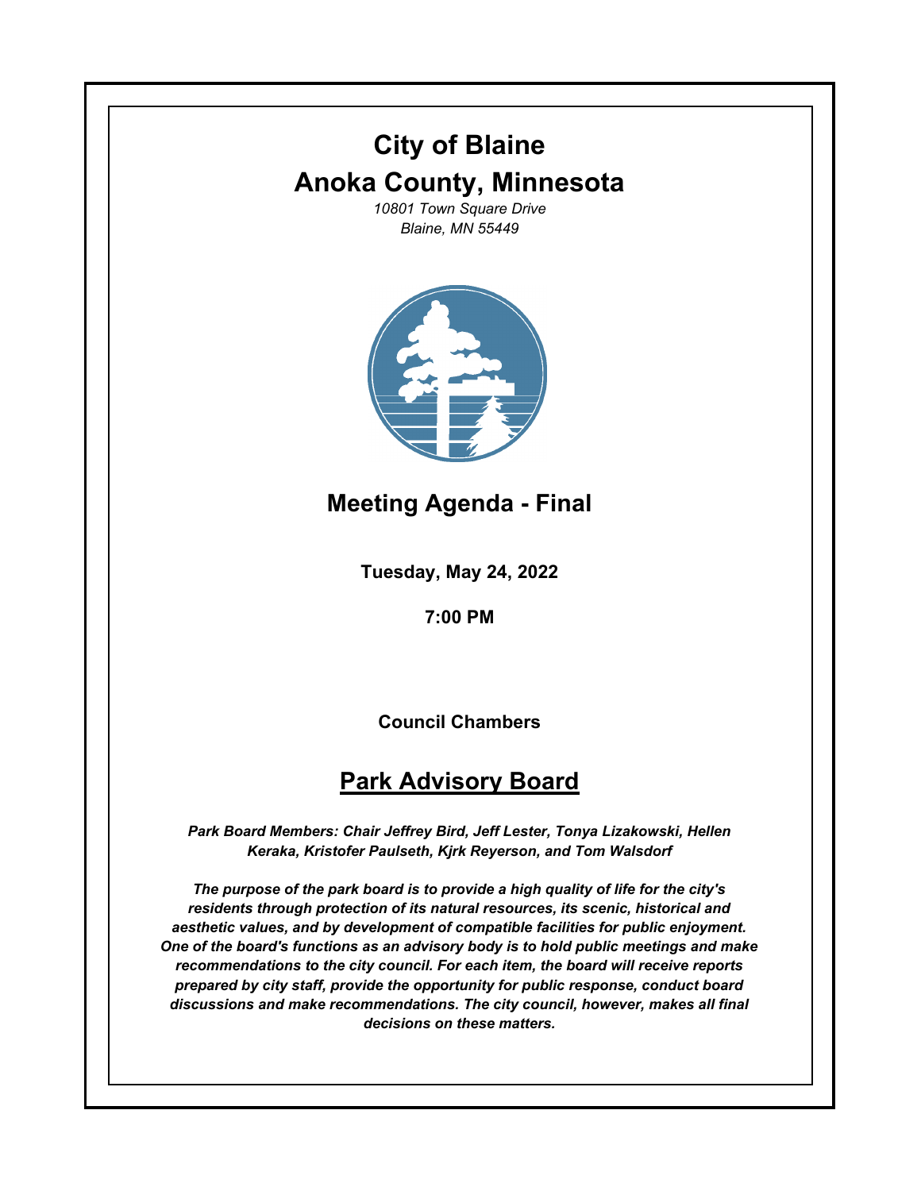# City of Blaine

# Anoka County, Minnesota

*10801 Town Square Drive*
*Blaine, MN 55449*

## Meeting Agenda - Final

**Tuesday, May 24, 2022**

**7:00 PM**

**Council Chambers**

## Park Advisory Board

***Park Board Members: Chair Jeffrey Bird, Jeff Lester, Tonya Lizakowski, Hellen Keraka, Kristofer Paulseth, Kjrk Reyerson, and Tom Walsdorf***

***The purpose of the park board is to provide a high quality of life for the city's residents through protection of its natural resources, its scenic, historical and aesthetic values, and by development of compatible facilities for public enjoyment. One of the board's functions as an advisory body is to hold public meetings and make recommendations to the city council. For each item, the board will receive reports prepared by city staff, provide the opportunity for public response, conduct board discussions and make recommendations. The city council, however, makes all final decisions on these matters.***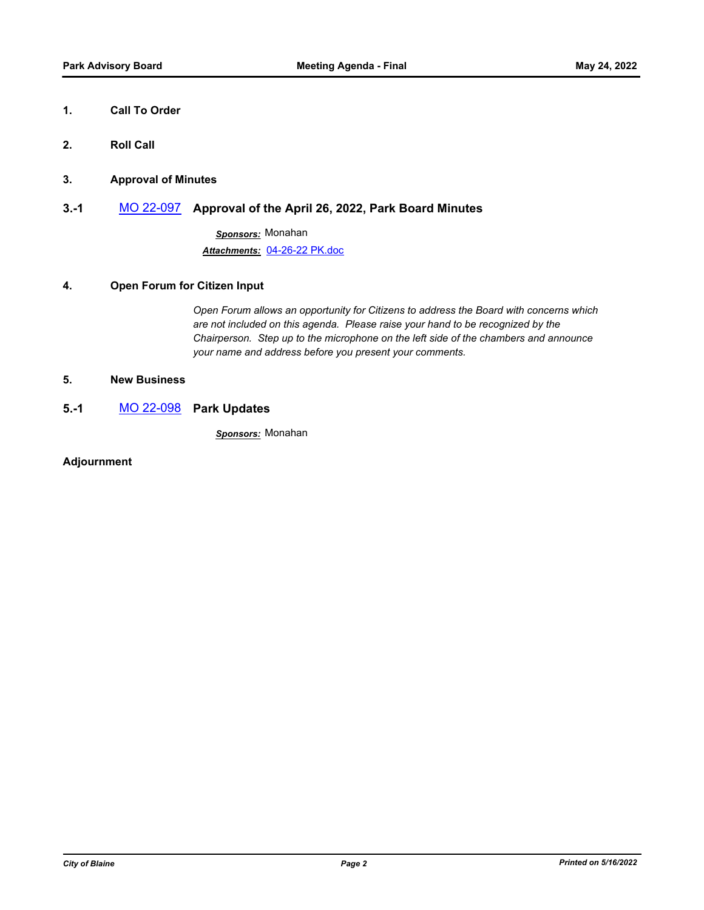## 1. Call To Order

## 2. Roll Call

## 3. Approval of Minutes

### 3.-1 MO 22-097 Approval of the April 26, 2022, Park Board Minutes

***Sponsors:*** Monahan

***Attachments:*** 04-26-22 PK.doc

## 4. Open Forum for Citizen Input

*Open Forum allows an opportunity for Citizens to address the Board with concerns which are not included on this agenda. Please raise your hand to be recognized by the Chairperson. Step up to the microphone on the left side of the chambers and announce your name and address before you present your comments.*

## 5. New Business

### 5.-1 MO 22-098 Park Updates

***Sponsors:*** Monahan

## Adjournment